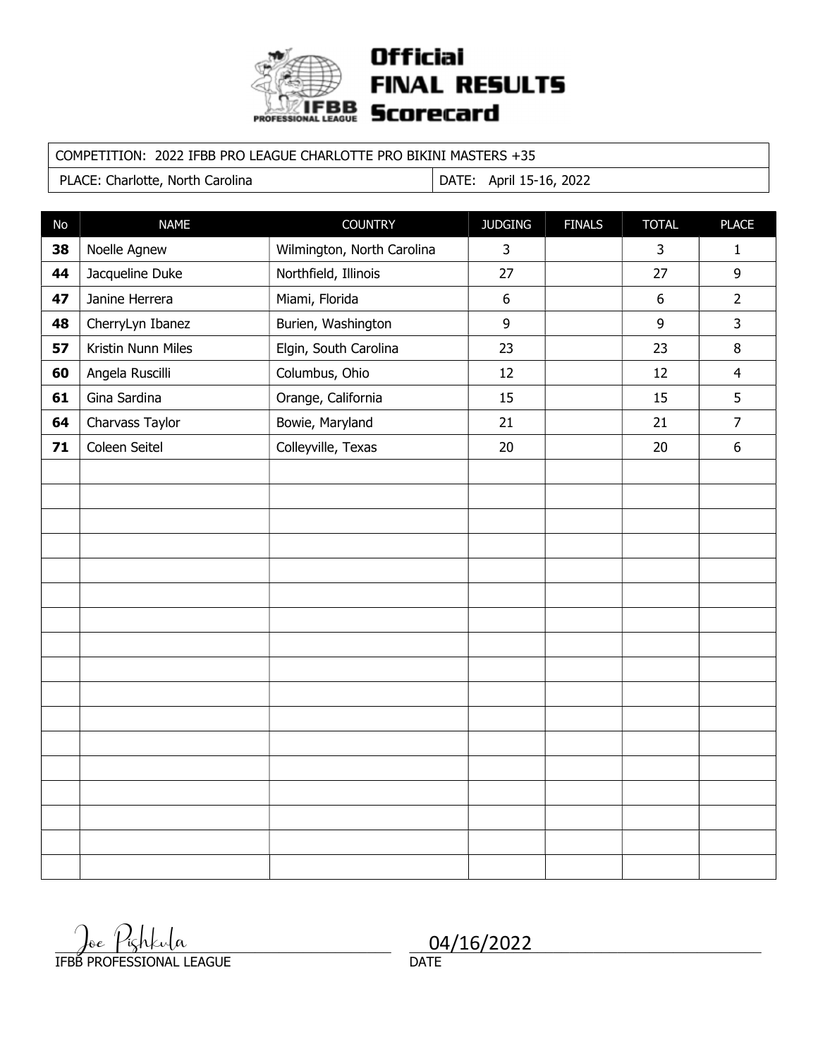# Official FINAL RESULTS Scorecard

IFBB PROFESSIONAL LEAGUE

| COMPETITION: 2022 IFBB PRO LEAGUE CHARLOTTE PRO BIKINI MASTERS +35 | |
|---|---|
| PLACE: Charlotte, North Carolina | DATE: April 15-16, 2022 |

| No | NAME | COUNTRY | JUDGING | FINALS | TOTAL | PLACE |
|---|---|---|---|---|---|---|
| **38** | Noelle Agnew | Wilmington, North Carolina | 3 | | 3 | 1 |
| **44** | Jacqueline Duke | Northfield, Illinois | 27 | | 27 | 9 |
| **47** | Janine Herrera | Miami, Florida | 6 | | 6 | 2 |
| **48** | CherryLyn Ibanez | Burien, Washington | 9 | | 9 | 3 |
| **57** | Kristin Nunn Miles | Elgin, South Carolina | 23 | | 23 | 8 |
| **60** | Angela Ruscilli | Columbus, Ohio | 12 | | 12 | 4 |
| **61** | Gina Sardina | Orange, California | 15 | | 15 | 5 |
| **64** | Charvass Taylor | Bowie, Maryland | 21 | | 21 | 7 |
| **71** | Coleen Seitel | Colleyville, Texas | 20 | | 20 | 6 |

Joe Pishkula
IFBB PROFESSIONAL LEAGUE

04/16/2022
DATE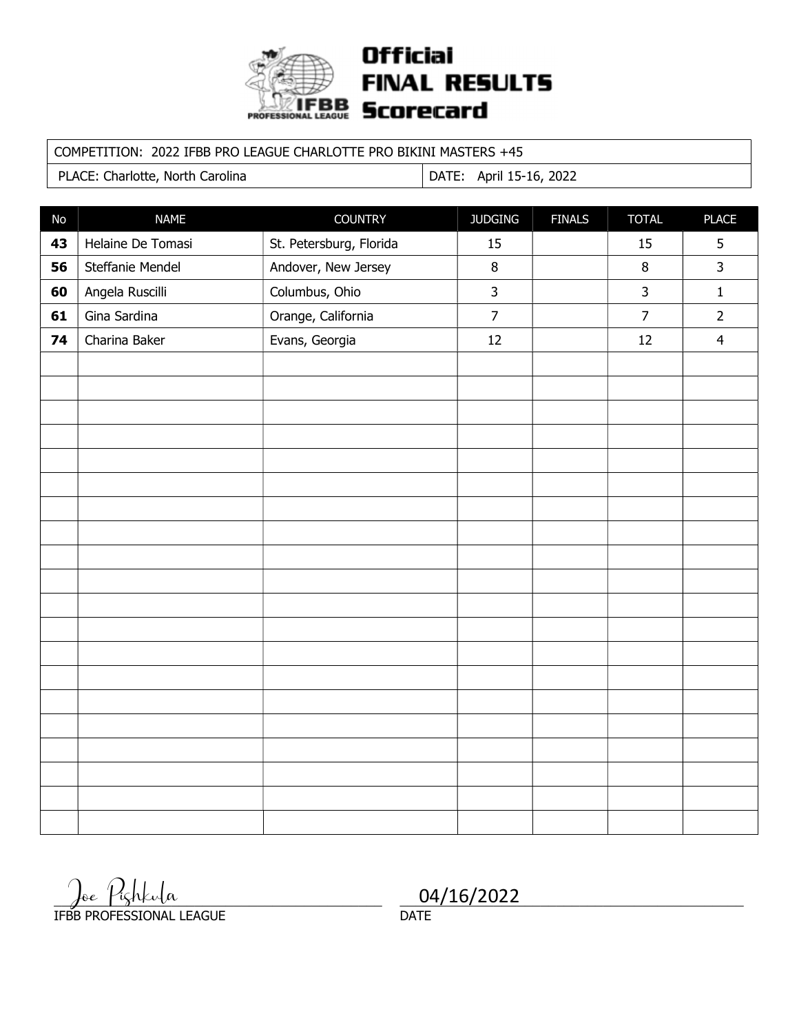# Official FINAL RESULTS Scorecard

IFBB PROFESSIONAL LEAGUE

| COMPETITION: 2022 IFBB PRO LEAGUE CHARLOTTE PRO BIKINI MASTERS +45 | |
|---|---|
| PLACE: Charlotte, North Carolina | DATE: April 15-16, 2022 |

| No | NAME | COUNTRY | JUDGING | FINALS | TOTAL | PLACE |
|---|---|---|---|---|---|---|
| **43** | Helaine De Tomasi | St. Petersburg, Florida | 15 | | 15 | 5 |
| **56** | Steffanie Mendel | Andover, New Jersey | 8 | | 8 | 3 |
| **60** | Angela Ruscilli | Columbus, Ohio | 3 | | 3 | 1 |
| **61** | Gina Sardina | Orange, California | 7 | | 7 | 2 |
| **74** | Charina Baker | Evans, Georgia | 12 | | 12 | 4 |

Joe Pishkula
IFBB PROFESSIONAL LEAGUE

04/16/2022
DATE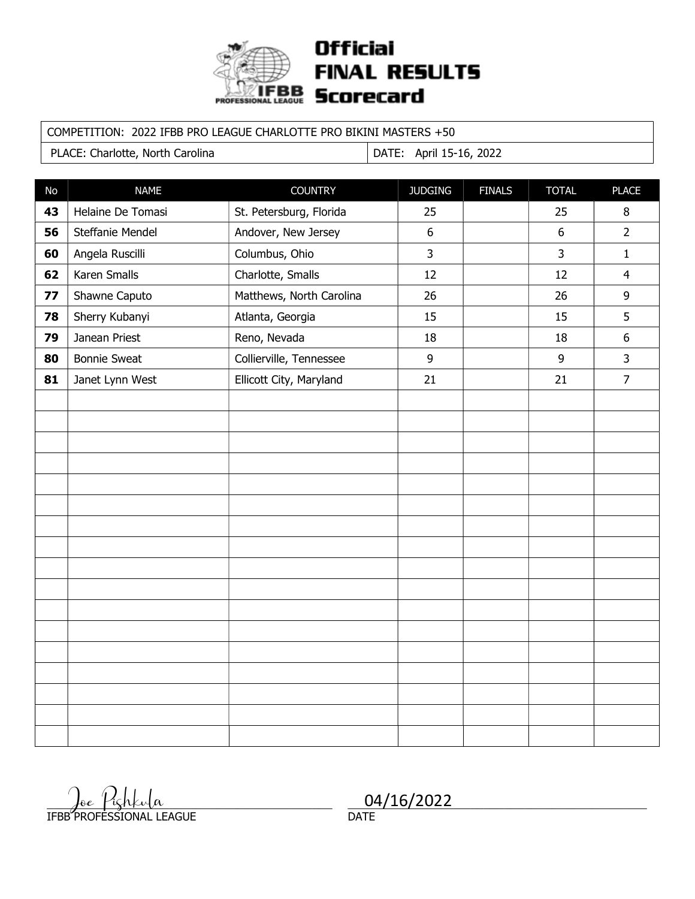# Official FINAL RESULTS Scorecard

IFBB PROFESSIONAL LEAGUE

| COMPETITION: 2022 IFBB PRO LEAGUE CHARLOTTE PRO BIKINI MASTERS +50 | |
|---|---|
| PLACE: Charlotte, North Carolina | DATE: April 15-16, 2022 |

| No | NAME | COUNTRY | JUDGING | FINALS | TOTAL | PLACE |
|---|---|---|---|---|---|---|
| **43** | Helaine De Tomasi | St. Petersburg, Florida | 25 | | 25 | 8 |
| **56** | Steffanie Mendel | Andover, New Jersey | 6 | | 6 | 2 |
| **60** | Angela Ruscilli | Columbus, Ohio | 3 | | 3 | 1 |
| **62** | Karen Smalls | Charlotte, Smalls | 12 | | 12 | 4 |
| **77** | Shawne Caputo | Matthews, North Carolina | 26 | | 26 | 9 |
| **78** | Sherry Kubanyi | Atlanta, Georgia | 15 | | 15 | 5 |
| **79** | Janean Priest | Reno, Nevada | 18 | | 18 | 6 |
| **80** | Bonnie Sweat | Collierville, Tennessee | 9 | | 9 | 3 |
| **81** | Janet Lynn West | Ellicott City, Maryland | 21 | | 21 | 7 |

Joe Pishkula
IFBB PROFESSIONAL LEAGUE

04/16/2022
DATE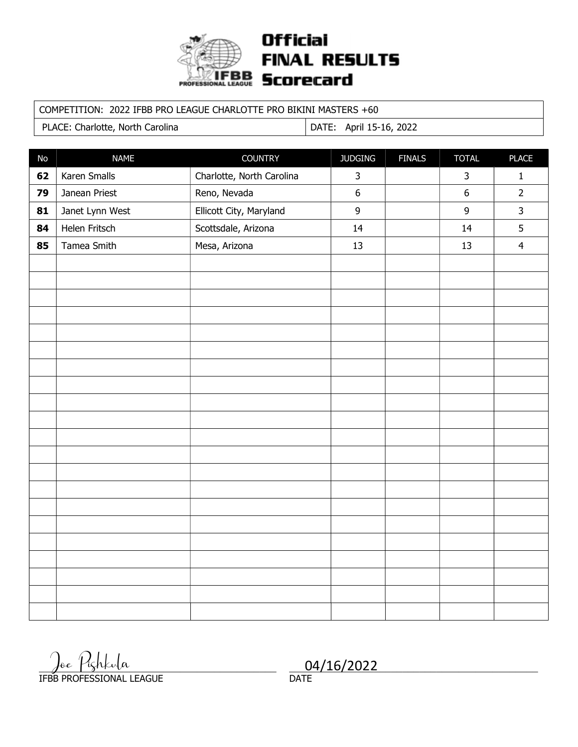# Official FINAL RESULTS Scorecard

IFBB PROFESSIONAL LEAGUE

| COMPETITION: 2022 IFBB PRO LEAGUE CHARLOTTE PRO BIKINI MASTERS +60 | |
|---|---|
| PLACE: Charlotte, North Carolina | DATE: April 15-16, 2022 |

| No | NAME | COUNTRY | JUDGING | FINALS | TOTAL | PLACE |
|---|---|---|---|---|---|---|
| **62** | Karen Smalls | Charlotte, North Carolina | 3 | | 3 | 1 |
| **79** | Janean Priest | Reno, Nevada | 6 | | 6 | 2 |
| **81** | Janet Lynn West | Ellicott City, Maryland | 9 | | 9 | 3 |
| **84** | Helen Fritsch | Scottsdale, Arizona | 14 | | 14 | 5 |
| **85** | Tamea Smith | Mesa, Arizona | 13 | | 13 | 4 |

Joe Pishkula
IFBB PROFESSIONAL LEAGUE

04/16/2022
DATE